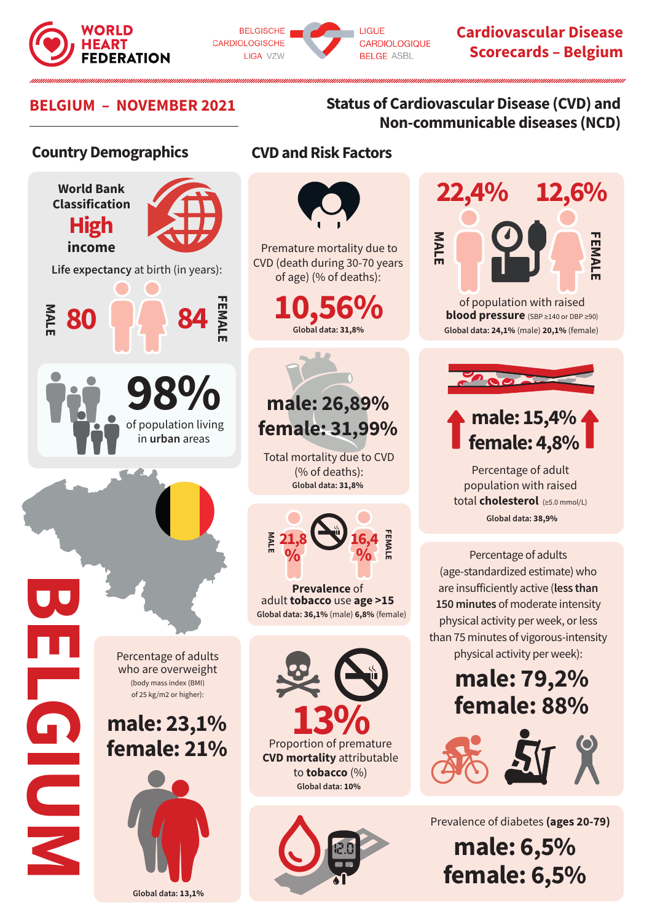WORLD HEART FEDERATION

BELGISCHE CARDIOLOGISCHE LIGA VZW — LIGUE CARDIOLOGIQUE BELGE ASBL

# Cardiovascular Disease Scorecards – Belgium

## BELGIUM – NOVEMBER 2021

## Status of Cardiovascular Disease (CVD) and Non-communicable diseases (NCD)

### Country Demographics

World Bank Classification
**High** income

Life expectancy at birth (in years):

MALE **80** — **84** FEMALE

**98%** of population living in **urban** areas

Percentage of adults who are overweight (body mass index (BMI) of 25 kg/m2 or higher):

**male: 23,1%**
**female: 21%**

Global data: 13,1%

BELGIUM

### CVD and Risk Factors

Premature mortality due to CVD (death during 30-70 years of age) (% of deaths):

**10,56%**

Global data: 31,8%

MALE **22,4%** — **12,6%** FEMALE

of population with raised **blood pressure** (SBP ≥140 or DBP ≥90)

Global data: **24,1%** (male) **20,1%** (female)

**male: 26,89%**
**female: 31,99%**

Total mortality due to CVD (% of deaths):

Global data: 31,8%

**male: 15,4%**
**female: 4,8%**

Percentage of adult population with raised total **cholesterol** (≥5.0 mmol/L)

Global data: 38,9%

MALE **21,8 %** — **16,4 %** FEMALE

**Prevalence** of adult **tobacco** use **age >15**

Global data: **36,1%** (male) **6,8%** (female)

Percentage of adults (age-standardized estimate) who are insufficiently active (**less than 150 minutes** of moderate intensity physical activity per week, or less than 75 minutes of vigorous-intensity physical activity per week):

**male: 79,2%**
**female: 88%**

**13%**

Proportion of premature **CVD mortality** attributable to **tobacco** (%)

Global data: 10%

Prevalence of diabetes **(ages 20-79)**

**male: 6,5%**
**female: 6,5%**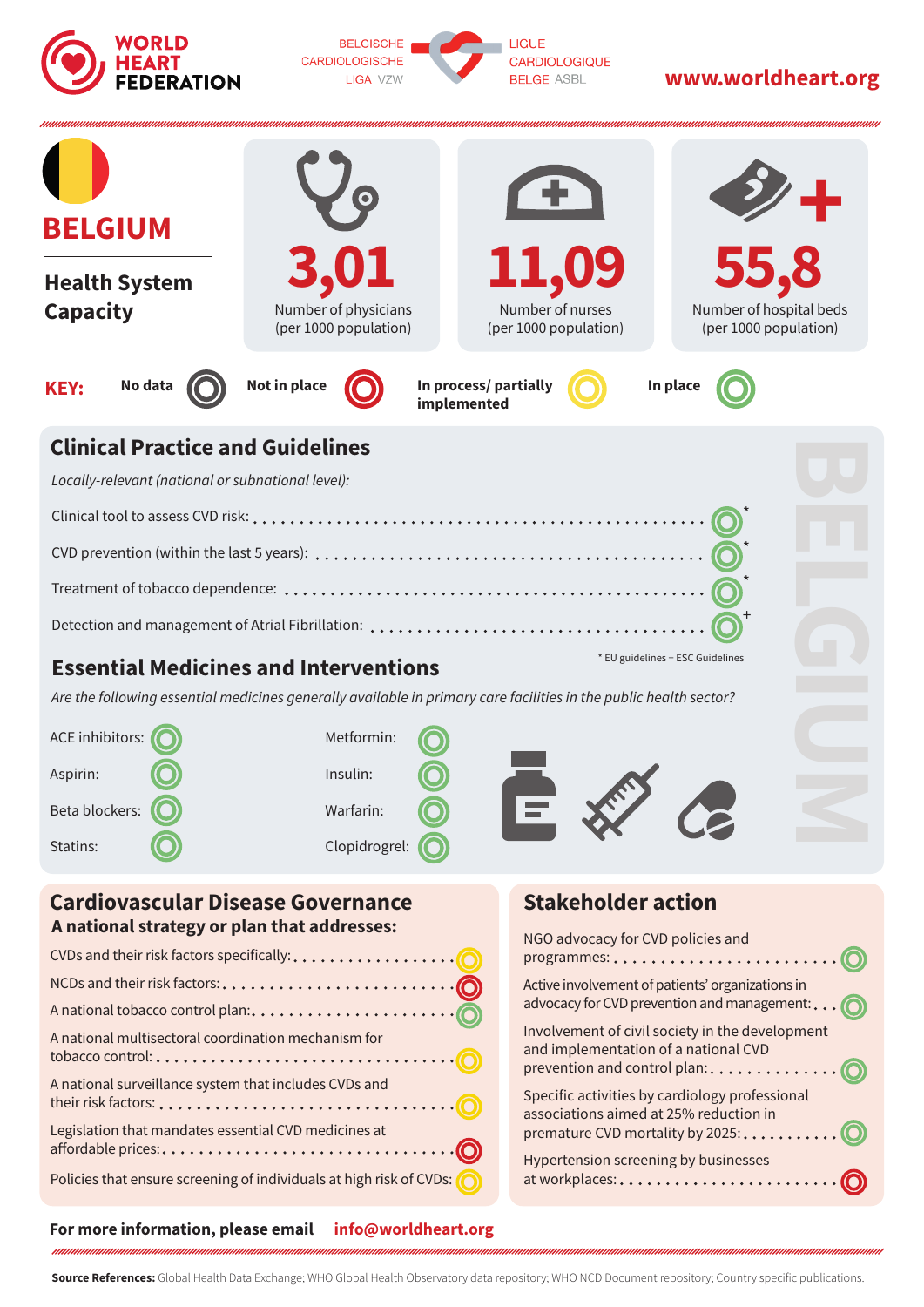WORLD HEART FEDERATION

BELGISCHE CARDIOLOGISCHE LIGA VZW — LIGUE CARDIOLOGIQUE BELGE ASBL

www.worldheart.org

# BELGIUM

## Health System Capacity

**3,01**
Number of physicians (per 1000 population)

**11,09**
Number of nurses (per 1000 population)

**55,8**
Number of hospital beds (per 1000 population)

**KEY:** No data (grey) | Not in place (red) | In process/ partially implemented (yellow) | In place (green)

## Clinical Practice and Guidelines

*Locally-relevant (national or subnational level):*

| Item | Status |
| --- | --- |
| Clinical tool to assess CVD risk: | In place * |
| CVD prevention (within the last 5 years): | In place * |
| Treatment of tobacco dependence: | In place * |
| Detection and management of Atrial Fibrillation: | In place + |

* EU guidelines + ESC Guidelines

## Essential Medicines and Interventions

*Are the following essential medicines generally available in primary care facilities in the public health sector?*

| Medicine | Status | Medicine | Status |
| --- | --- | --- | --- |
| ACE inhibitors: | In place | Metformin: | In place |
| Aspirin: | In place | Insulin: | In place |
| Beta blockers: | In place | Warfarin: | In place |
| Statins: | In place | Clopidrogrel: | In place |

## Cardiovascular Disease Governance

### A national strategy or plan that addresses:

| Item | Status |
| --- | --- |
| CVDs and their risk factors specifically: | In process/ partially implemented |
| NCDs and their risk factors: | Not in place |
| A national tobacco control plan: | In place |
| A national multisectoral coordination mechanism for tobacco control: | In process/ partially implemented |
| A national surveillance system that includes CVDs and their risk factors: | In process/ partially implemented |
| Legislation that mandates essential CVD medicines at affordable prices: | Not in place |
| Policies that ensure screening of individuals at high risk of CVDs: | In process/ partially implemented |

## Stakeholder action

| Item | Status |
| --- | --- |
| NGO advocacy for CVD policies and programmes: | In place |
| Active involvement of patients' organizations in advocacy for CVD prevention and management: | In place |
| Involvement of civil society in the development and implementation of a national CVD prevention and control plan: | In place |
| Specific activities by cardiology professional associations aimed at 25% reduction in premature CVD mortality by 2025: | In place |
| Hypertension screening by businesses at workplaces: | Not in place |

**For more information, please email** info@worldheart.org

**Source References:** Global Health Data Exchange; WHO Global Health Observatory data repository; WHO NCD Document repository; Country specific publications.